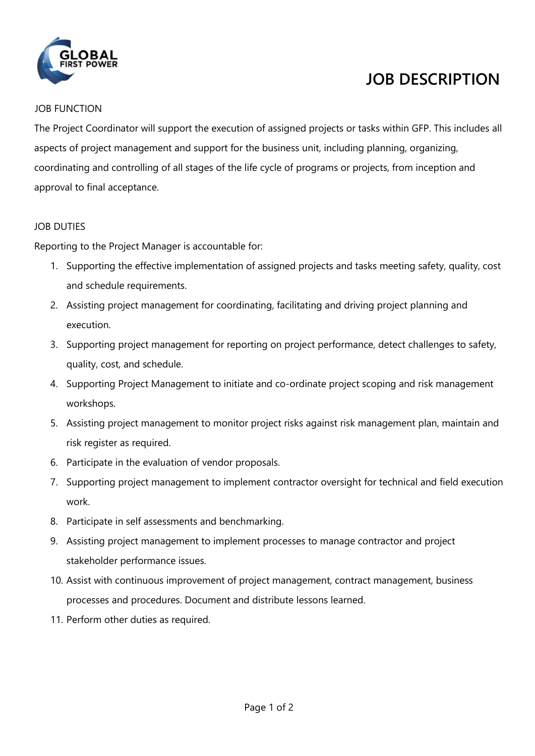GLOBAL FIRST POWER

# JOB DESCRIPTION

## JOB FUNCTION

The Project Coordinator will support the execution of assigned projects or tasks within GFP. This includes all aspects of project management and support for the business unit, including planning, organizing, coordinating and controlling of all stages of the life cycle of programs or projects, from inception and approval to final acceptance.

## JOB DUTIES

Reporting to the Project Manager is accountable for:

1. Supporting the effective implementation of assigned projects and tasks meeting safety, quality, cost and schedule requirements.
2. Assisting project management for coordinating, facilitating and driving project planning and execution.
3. Supporting project management for reporting on project performance, detect challenges to safety, quality, cost, and schedule.
4. Supporting Project Management to initiate and co-ordinate project scoping and risk management workshops.
5. Assisting project management to monitor project risks against risk management plan, maintain and risk register as required.
6. Participate in the evaluation of vendor proposals.
7. Supporting project management to implement contractor oversight for technical and field execution work.
8. Participate in self assessments and benchmarking.
9. Assisting project management to implement processes to manage contractor and project stakeholder performance issues.
10. Assist with continuous improvement of project management, contract management, business processes and procedures. Document and distribute lessons learned.
11. Perform other duties as required.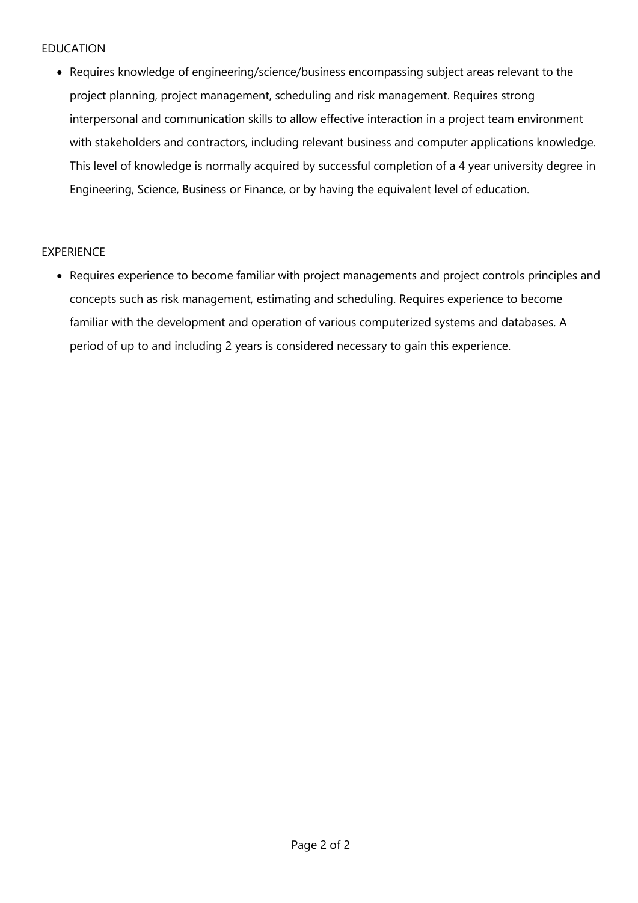## EDUCATION

- Requires knowledge of engineering/science/business encompassing subject areas relevant to the project planning, project management, scheduling and risk management. Requires strong interpersonal and communication skills to allow effective interaction in a project team environment with stakeholders and contractors, including relevant business and computer applications knowledge. This level of knowledge is normally acquired by successful completion of a 4 year university degree in Engineering, Science, Business or Finance, or by having the equivalent level of education.

## EXPERIENCE

- Requires experience to become familiar with project managements and project controls principles and concepts such as risk management, estimating and scheduling. Requires experience to become familiar with the development and operation of various computerized systems and databases. A period of up to and including 2 years is considered necessary to gain this experience.